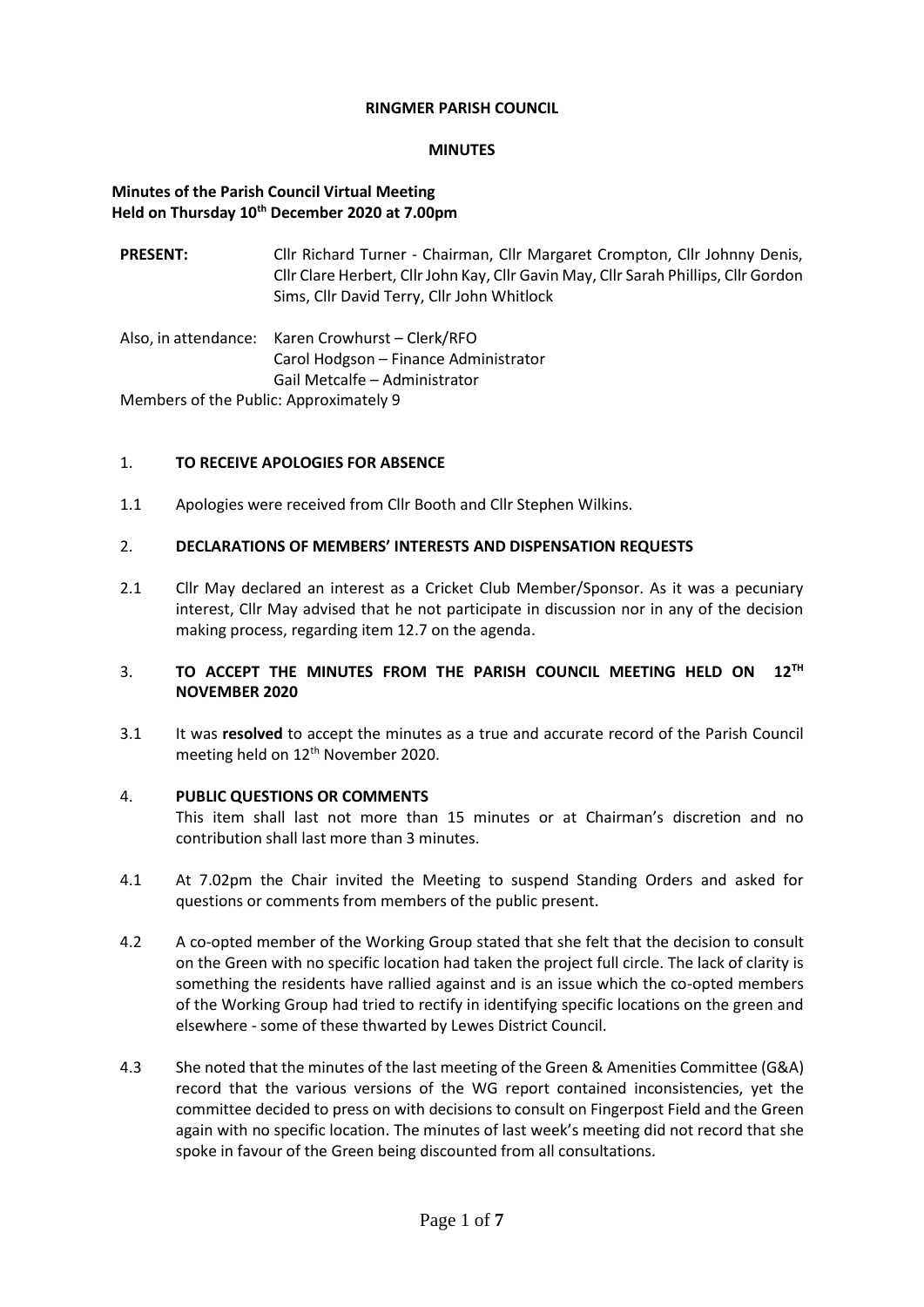**RINGMER PARISH COUNCIL**

**MINUTES**

**Minutes of the Parish Council Virtual Meeting**
**Held on Thursday 10th December 2020 at 7.00pm**

**PRESENT:** Cllr Richard Turner - Chairman, Cllr Margaret Crompton, Cllr Johnny Denis, Cllr Clare Herbert, Cllr John Kay, Cllr Gavin May, Cllr Sarah Phillips, Cllr Gordon Sims, Cllr David Terry, Cllr John Whitlock

Also, in attendance: Karen Crowhurst – Clerk/RFO
Carol Hodgson – Finance Administrator
Gail Metcalfe – Administrator

Members of the Public: Approximately 9

1. **TO RECEIVE APOLOGIES FOR ABSENCE**

1.1 Apologies were received from Cllr Booth and Cllr Stephen Wilkins.

2. **DECLARATIONS OF MEMBERS' INTERESTS AND DISPENSATION REQUESTS**

2.1 Cllr May declared an interest as a Cricket Club Member/Sponsor. As it was a pecuniary interest, Cllr May advised that he not participate in discussion nor in any of the decision making process, regarding item 12.7 on the agenda.

3. **TO ACCEPT THE MINUTES FROM THE PARISH COUNCIL MEETING HELD ON 12TH NOVEMBER 2020**

3.1 It was **resolved** to accept the minutes as a true and accurate record of the Parish Council meeting held on 12th November 2020.

4. **PUBLIC QUESTIONS OR COMMENTS**
This item shall last not more than 15 minutes or at Chairman's discretion and no contribution shall last more than 3 minutes.

4.1 At 7.02pm the Chair invited the Meeting to suspend Standing Orders and asked for questions or comments from members of the public present.

4.2 A co-opted member of the Working Group stated that she felt that the decision to consult on the Green with no specific location had taken the project full circle. The lack of clarity is something the residents have rallied against and is an issue which the co-opted members of the Working Group had tried to rectify in identifying specific locations on the green and elsewhere - some of these thwarted by Lewes District Council.

4.3 She noted that the minutes of the last meeting of the Green & Amenities Committee (G&A) record that the various versions of the WG report contained inconsistencies, yet the committee decided to press on with decisions to consult on Fingerpost Field and the Green again with no specific location. The minutes of last week's meeting did not record that she spoke in favour of the Green being discounted from all consultations.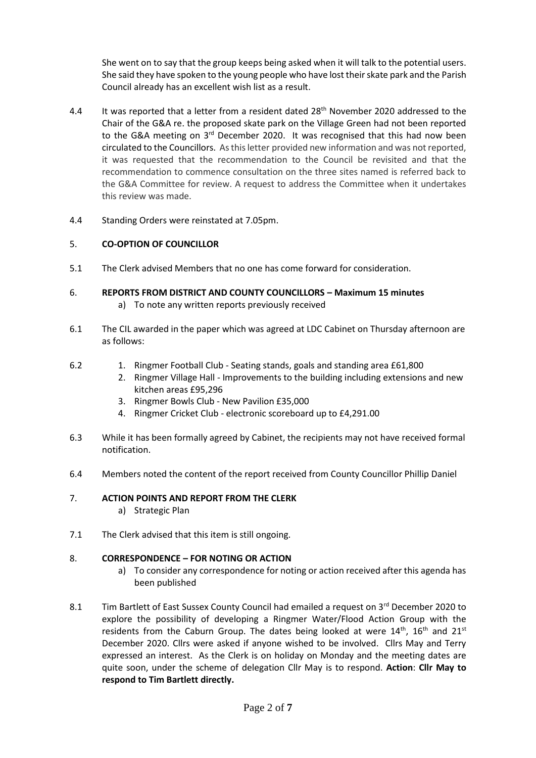She went on to say that the group keeps being asked when it will talk to the potential users. She said they have spoken to the young people who have lost their skate park and the Parish Council already has an excellent wish list as a result.

4.4 It was reported that a letter from a resident dated 28th November 2020 addressed to the Chair of the G&A re. the proposed skate park on the Village Green had not been reported to the G&A meeting on 3rd December 2020. It was recognised that this had now been circulated to the Councillors. As this letter provided new information and was not reported, it was requested that the recommendation to the Council be revisited and that the recommendation to commence consultation on the three sites named is referred back to the G&A Committee for review. A request to address the Committee when it undertakes this review was made.

4.4 Standing Orders were reinstated at 7.05pm.

## 5. CO-OPTION OF COUNCILLOR

5.1 The Clerk advised Members that no one has come forward for consideration.

## 6. REPORTS FROM DISTRICT AND COUNTY COUNCILLORS – Maximum 15 minutes

a) To note any written reports previously received

6.1 The CIL awarded in the paper which was agreed at LDC Cabinet on Thursday afternoon are as follows:

6.2
1. Ringmer Football Club - Seating stands, goals and standing area £61,800
2. Ringmer Village Hall - Improvements to the building including extensions and new kitchen areas £95,296
3. Ringmer Bowls Club - New Pavilion £35,000
4. Ringmer Cricket Club - electronic scoreboard up to £4,291.00

6.3 While it has been formally agreed by Cabinet, the recipients may not have received formal notification.

6.4 Members noted the content of the report received from County Councillor Phillip Daniel

## 7. ACTION POINTS AND REPORT FROM THE CLERK

a) Strategic Plan

7.1 The Clerk advised that this item is still ongoing.

## 8. CORRESPONDENCE – FOR NOTING OR ACTION

a) To consider any correspondence for noting or action received after this agenda has been published

8.1 Tim Bartlett of East Sussex County Council had emailed a request on 3rd December 2020 to explore the possibility of developing a Ringmer Water/Flood Action Group with the residents from the Caburn Group. The dates being looked at were 14th, 16th and 21st December 2020. Cllrs were asked if anyone wished to be involved. Cllrs May and Terry expressed an interest. As the Clerk is on holiday on Monday and the meeting dates are quite soon, under the scheme of delegation Cllr May is to respond. **Action**: **Cllr May to respond to Tim Bartlett directly.**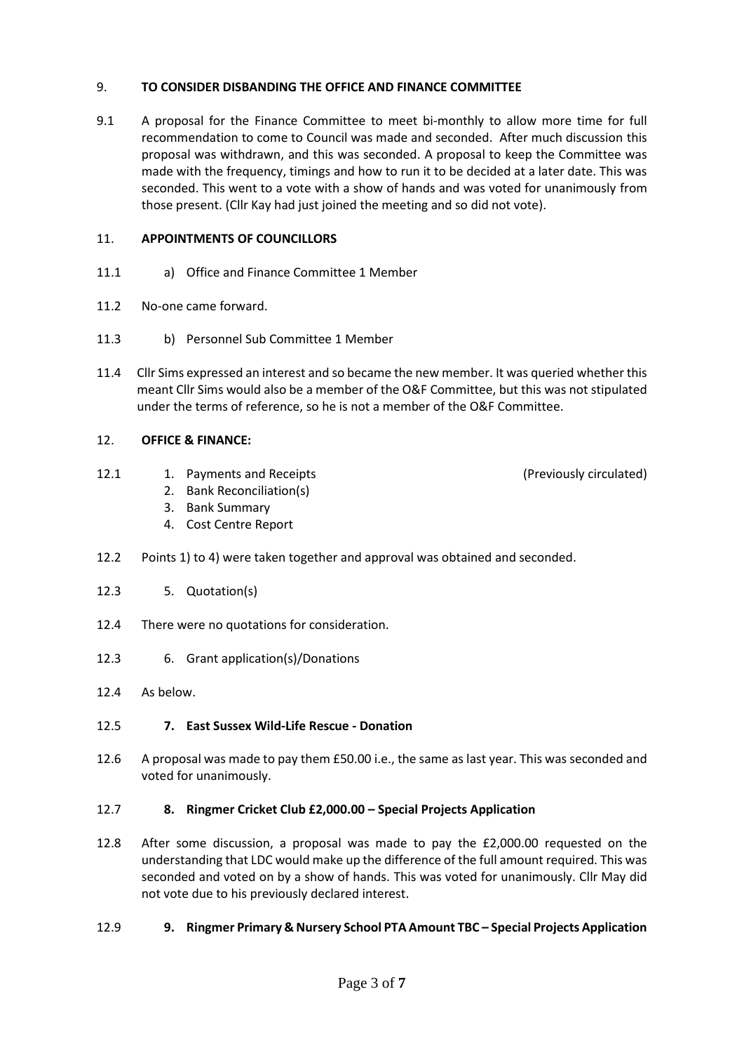9. **TO CONSIDER DISBANDING THE OFFICE AND FINANCE COMMITTEE**

9.1 A proposal for the Finance Committee to meet bi-monthly to allow more time for full recommendation to come to Council was made and seconded. After much discussion this proposal was withdrawn, and this was seconded. A proposal to keep the Committee was made with the frequency, timings and how to run it to be decided at a later date. This was seconded. This went to a vote with a show of hands and was voted for unanimously from those present. (Cllr Kay had just joined the meeting and so did not vote).

11. **APPOINTMENTS OF COUNCILLORS**

11.1 a) Office and Finance Committee 1 Member

11.2 No-one came forward.

11.3 b) Personnel Sub Committee 1 Member

11.4 Cllr Sims expressed an interest and so became the new member. It was queried whether this meant Cllr Sims would also be a member of the O&F Committee, but this was not stipulated under the terms of reference, so he is not a member of the O&F Committee.

12. **OFFICE & FINANCE:**

12.1
1. Payments and Receipts (Previously circulated)
2. Bank Reconciliation(s)
3. Bank Summary
4. Cost Centre Report

12.2 Points 1) to 4) were taken together and approval was obtained and seconded.

12.3 5. Quotation(s)

12.4 There were no quotations for consideration.

12.3 6. Grant application(s)/Donations

12.4 As below.

12.5 **7. East Sussex Wild-Life Rescue - Donation**

12.6 A proposal was made to pay them £50.00 i.e., the same as last year. This was seconded and voted for unanimously.

12.7 **8. Ringmer Cricket Club £2,000.00 – Special Projects Application**

12.8 After some discussion, a proposal was made to pay the £2,000.00 requested on the understanding that LDC would make up the difference of the full amount required. This was seconded and voted on by a show of hands. This was voted for unanimously. Cllr May did not vote due to his previously declared interest.

12.9 **9. Ringmer Primary & Nursery School PTA Amount TBC – Special Projects Application**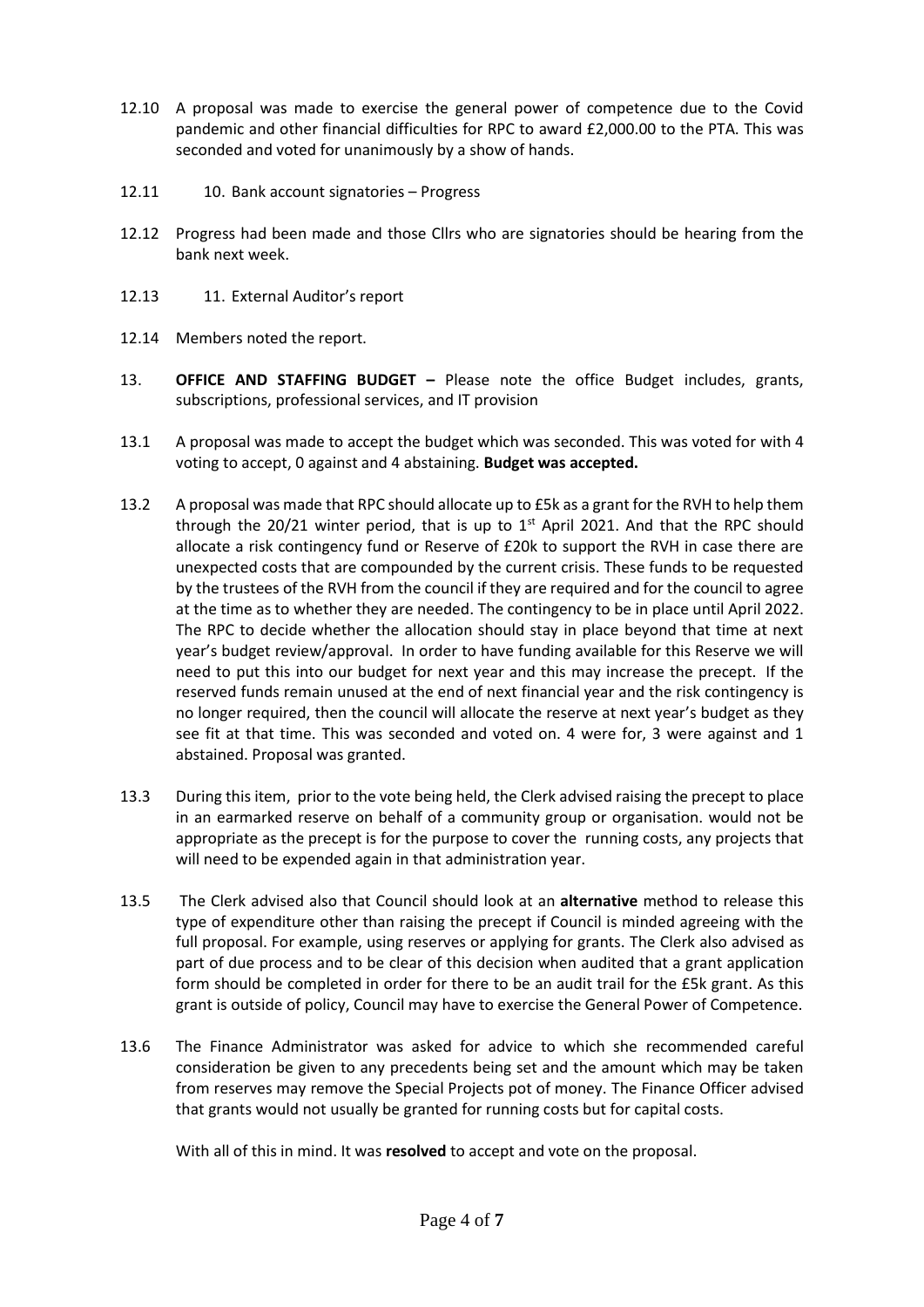12.10 A proposal was made to exercise the general power of competence due to the Covid pandemic and other financial difficulties for RPC to award £2,000.00 to the PTA. This was seconded and voted for unanimously by a show of hands.

12.11 10. Bank account signatories – Progress

12.12 Progress had been made and those Cllrs who are signatories should be hearing from the bank next week.

12.13 11. External Auditor's report

12.14 Members noted the report.

13. **OFFICE AND STAFFING BUDGET –** Please note the office Budget includes, grants, subscriptions, professional services, and IT provision

13.1 A proposal was made to accept the budget which was seconded. This was voted for with 4 voting to accept, 0 against and 4 abstaining. **Budget was accepted.**

13.2 A proposal was made that RPC should allocate up to £5k as a grant for the RVH to help them through the 20/21 winter period, that is up to 1st April 2021. And that the RPC should allocate a risk contingency fund or Reserve of £20k to support the RVH in case there are unexpected costs that are compounded by the current crisis. These funds to be requested by the trustees of the RVH from the council if they are required and for the council to agree at the time as to whether they are needed. The contingency to be in place until April 2022. The RPC to decide whether the allocation should stay in place beyond that time at next year's budget review/approval. In order to have funding available for this Reserve we will need to put this into our budget for next year and this may increase the precept. If the reserved funds remain unused at the end of next financial year and the risk contingency is no longer required, then the council will allocate the reserve at next year's budget as they see fit at that time. This was seconded and voted on. 4 were for, 3 were against and 1 abstained. Proposal was granted.

13.3 During this item, prior to the vote being held, the Clerk advised raising the precept to place in an earmarked reserve on behalf of a community group or organisation. would not be appropriate as the precept is for the purpose to cover the running costs, any projects that will need to be expended again in that administration year.

13.5 The Clerk advised also that Council should look at an **alternative** method to release this type of expenditure other than raising the precept if Council is minded agreeing with the full proposal. For example, using reserves or applying for grants. The Clerk also advised as part of due process and to be clear of this decision when audited that a grant application form should be completed in order for there to be an audit trail for the £5k grant. As this grant is outside of policy, Council may have to exercise the General Power of Competence.

13.6 The Finance Administrator was asked for advice to which she recommended careful consideration be given to any precedents being set and the amount which may be taken from reserves may remove the Special Projects pot of money. The Finance Officer advised that grants would not usually be granted for running costs but for capital costs.

With all of this in mind. It was **resolved** to accept and vote on the proposal.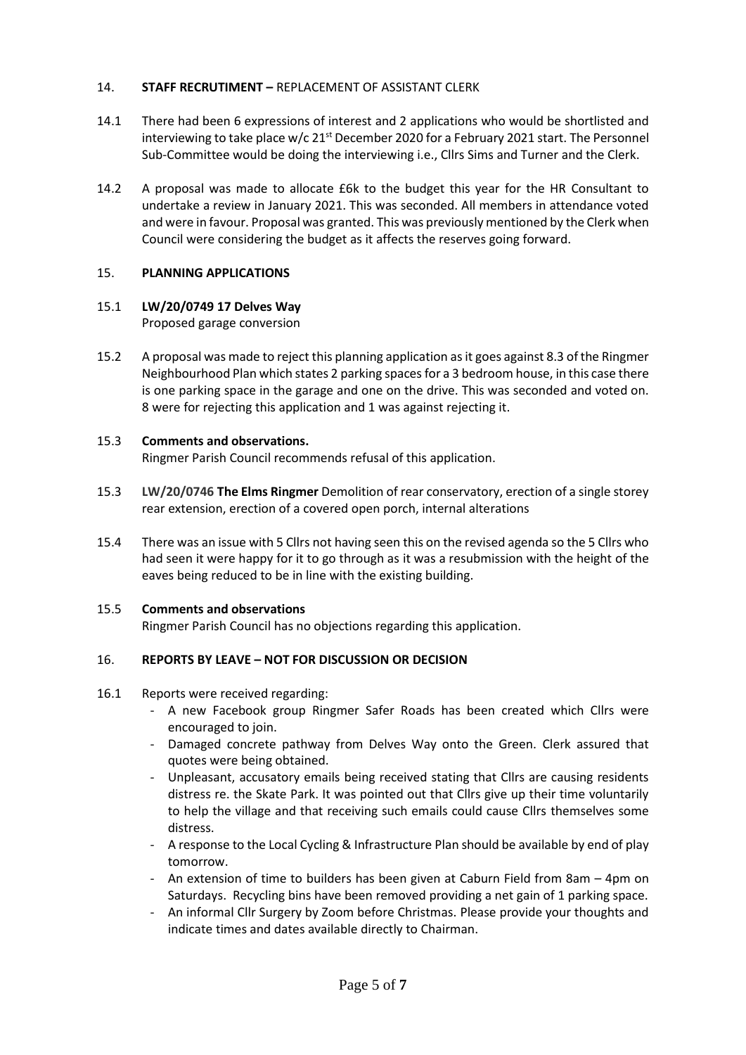## 14. **STAFF RECRUTIMENT –** REPLACEMENT OF ASSISTANT CLERK

14.1 There had been 6 expressions of interest and 2 applications who would be shortlisted and interviewing to take place w/c 21st December 2020 for a February 2021 start. The Personnel Sub-Committee would be doing the interviewing i.e., Cllrs Sims and Turner and the Clerk.

14.2 A proposal was made to allocate £6k to the budget this year for the HR Consultant to undertake a review in January 2021. This was seconded. All members in attendance voted and were in favour. Proposal was granted. This was previously mentioned by the Clerk when Council were considering the budget as it affects the reserves going forward.

## 15. **PLANNING APPLICATIONS**

15.1 **LW/20/0749 17 Delves Way**
Proposed garage conversion

15.2 A proposal was made to reject this planning application as it goes against 8.3 of the Ringmer Neighbourhood Plan which states 2 parking spaces for a 3 bedroom house, in this case there is one parking space in the garage and one on the drive. This was seconded and voted on. 8 were for rejecting this application and 1 was against rejecting it.

15.3 **Comments and observations.**
Ringmer Parish Council recommends refusal of this application.

15.3 **LW/20/0746 The Elms Ringmer** Demolition of rear conservatory, erection of a single storey rear extension, erection of a covered open porch, internal alterations

15.4 There was an issue with 5 Cllrs not having seen this on the revised agenda so the 5 Cllrs who had seen it were happy for it to go through as it was a resubmission with the height of the eaves being reduced to be in line with the existing building.

15.5 **Comments and observations**
Ringmer Parish Council has no objections regarding this application.

## 16. **REPORTS BY LEAVE – NOT FOR DISCUSSION OR DECISION**

16.1 Reports were received regarding:

- A new Facebook group Ringmer Safer Roads has been created which Cllrs were encouraged to join.
- Damaged concrete pathway from Delves Way onto the Green. Clerk assured that quotes were being obtained.
- Unpleasant, accusatory emails being received stating that Cllrs are causing residents distress re. the Skate Park. It was pointed out that Cllrs give up their time voluntarily to help the village and that receiving such emails could cause Cllrs themselves some distress.
- A response to the Local Cycling & Infrastructure Plan should be available by end of play tomorrow.
- An extension of time to builders has been given at Caburn Field from 8am – 4pm on Saturdays. Recycling bins have been removed providing a net gain of 1 parking space.
- An informal Cllr Surgery by Zoom before Christmas. Please provide your thoughts and indicate times and dates available directly to Chairman.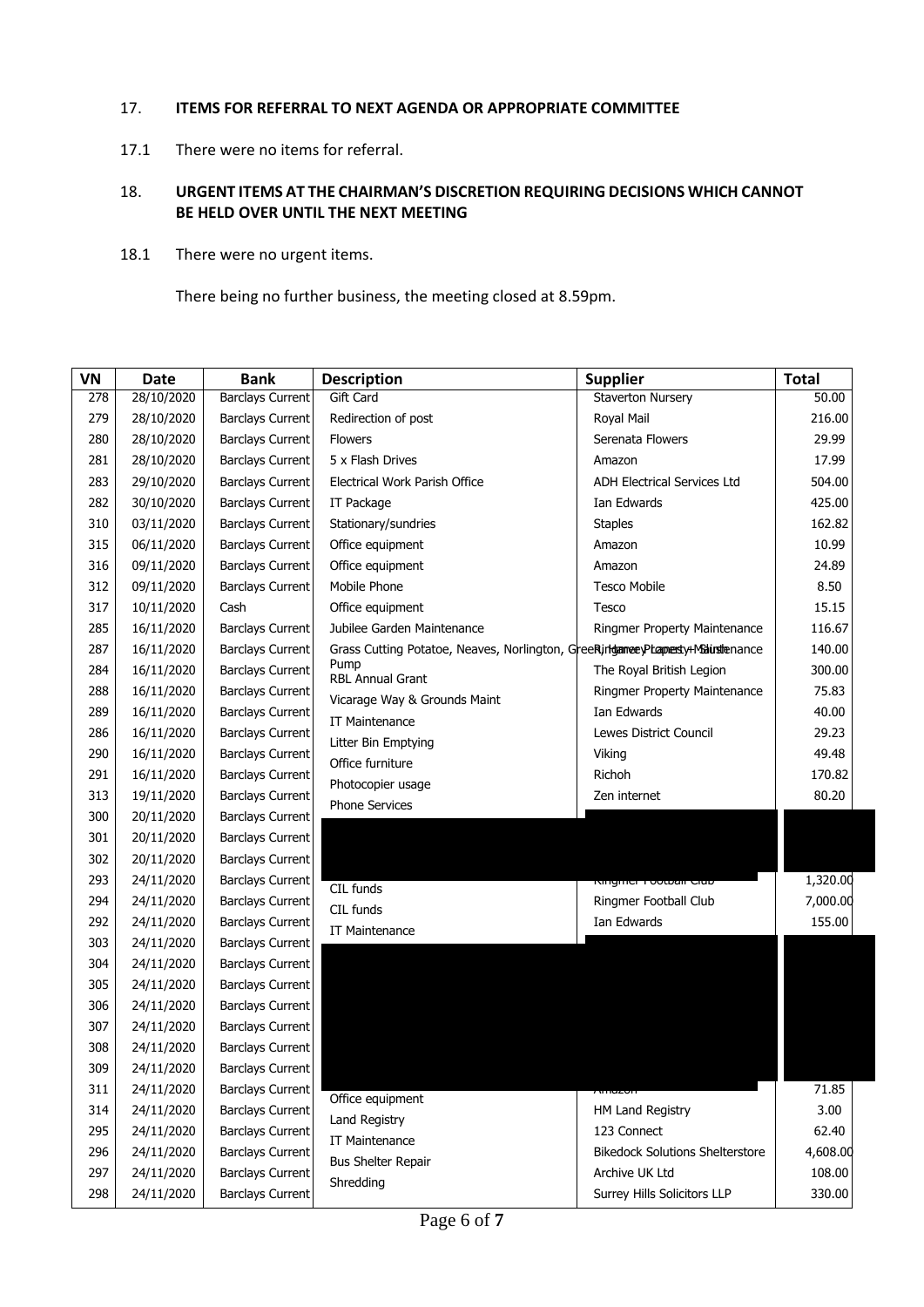17. **ITEMS FOR REFERRAL TO NEXT AGENDA OR APPROPRIATE COMMITTEE**

17.1 There were no items for referral.

18. **URGENT ITEMS AT THE CHAIRMAN'S DISCRETION REQUIRING DECISIONS WHICH CANNOT BE HELD OVER UNTIL THE NEXT MEETING**

18.1 There were no urgent items.

There being no further business, the meeting closed at 8.59pm.

| VN | Date | Bank | Description | Supplier | Total |
|---|---|---|---|---|---|
| 278 | 28/10/2020 | Barclays Current | Gift Card | Staverton Nursery | 50.00 |
| 279 | 28/10/2020 | Barclays Current | Redirection of post | Royal Mail | 216.00 |
| 280 | 28/10/2020 | Barclays Current | Flowers | Serenata Flowers | 29.99 |
| 281 | 28/10/2020 | Barclays Current | 5 x Flash Drives | Amazon | 17.99 |
| 283 | 29/10/2020 | Barclays Current | Electrical Work Parish Office | ADH Electrical Services Ltd | 504.00 |
| 282 | 30/10/2020 | Barclays Current | IT Package | Ian Edwards | 425.00 |
| 310 | 03/11/2020 | Barclays Current | Stationary/sundries | Staples | 162.82 |
| 315 | 06/11/2020 | Barclays Current | Office equipment | Amazon | 10.99 |
| 316 | 09/11/2020 | Barclays Current | Office equipment | Amazon | 24.89 |
| 312 | 09/11/2020 | Barclays Current | Mobile Phone | Tesco Mobile | 8.50 |
| 317 | 10/11/2020 | Cash | Office equipment | Tesco | 15.15 |
| 285 | 16/11/2020 | Barclays Current | Jubilee Garden Maintenance | Ringmer Property Maintenance | 116.67 |
| 287 | 16/11/2020 | Barclays Current | Grass Cutting Potatoe, Neaves, Norlington, Green, Lower Lane + Sluice Pump | Ringmer Property Maintenance | 140.00 |
| 284 | 16/11/2020 | Barclays Current | RBL Annual Grant | The Royal British Legion | 300.00 |
| 288 | 16/11/2020 | Barclays Current | Vicarage Way & Grounds Maint | Ringmer Property Maintenance | 75.83 |
| 289 | 16/11/2020 | Barclays Current | IT Maintenance | Ian Edwards | 40.00 |
| 286 | 16/11/2020 | Barclays Current | Litter Bin Emptying | Lewes District Council | 29.23 |
| 290 | 16/11/2020 | Barclays Current | Office furniture | Viking | 49.48 |
| 291 | 16/11/2020 | Barclays Current | Photocopier usage | Richoh | 170.82 |
| 313 | 19/11/2020 | Barclays Current | Phone Services | Zen internet | 80.20 |
| 300 | 20/11/2020 | Barclays Current | | | |
| 301 | 20/11/2020 | Barclays Current | | | |
| 302 | 20/11/2020 | Barclays Current | | | |
| 293 | 24/11/2020 | Barclays Current | CIL funds | Ringmer Football Club | 1,320.00 |
| 294 | 24/11/2020 | Barclays Current | CIL funds | Ringmer Football Club | 7,000.00 |
| 292 | 24/11/2020 | Barclays Current | IT Maintenance | Ian Edwards | 155.00 |
| 303 | 24/11/2020 | Barclays Current | | | |
| 304 | 24/11/2020 | Barclays Current | | | |
| 305 | 24/11/2020 | Barclays Current | | | |
| 306 | 24/11/2020 | Barclays Current | | | |
| 307 | 24/11/2020 | Barclays Current | | | |
| 308 | 24/11/2020 | Barclays Current | | | |
| 309 | 24/11/2020 | Barclays Current | | | |
| 311 | 24/11/2020 | Barclays Current | Office equipment | Amazon | 71.85 |
| 314 | 24/11/2020 | Barclays Current | Land Registry | HM Land Registry | 3.00 |
| 295 | 24/11/2020 | Barclays Current | IT Maintenance | 123 Connect | 62.40 |
| 296 | 24/11/2020 | Barclays Current | Bus Shelter Repair | Bikedock Solutions Shelterstore | 4,608.00 |
| 297 | 24/11/2020 | Barclays Current | Shredding | Archive UK Ltd | 108.00 |
| 298 | 24/11/2020 | Barclays Current | | Surrey Hills Solicitors LLP | 330.00 |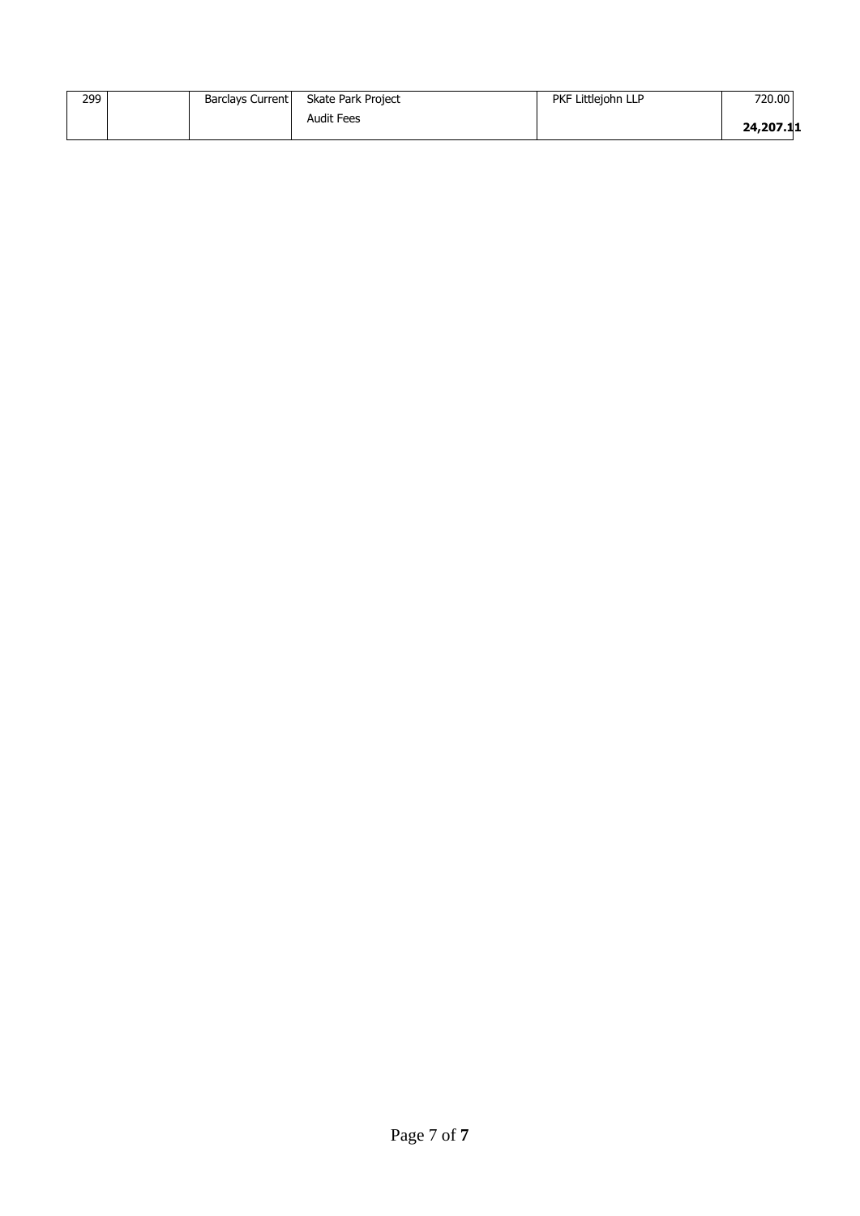| | | | | | |
|---|---|---|---|---|---|
| 299 | | Barclays Current | Skate Park Project Audit Fees | PKF Littlejohn LLP | 720.00 |
| | | | | | **24,207.11** |